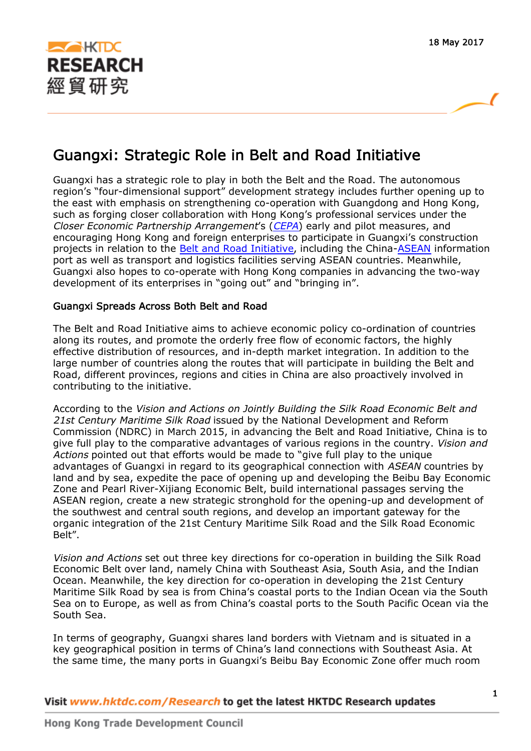18 May 2017

# Guangxi: Strategic Role in Belt and Road Initiative

Guangxi has a strategic role to play in both the Belt and the Road. The autonomous region's "four-dimensional support" development strategy includes further opening up to the east with emphasis on strengthening co-operation with Guangdong and Hong Kong, such as forging closer collaboration with Hong Kong's professional services under the *Closer Economic Partnership Arrangement*'s (*CEPA*) early and pilot measures, and encouraging Hong Kong and foreign enterprises to participate in Guangxi's construction projects in relation to the Belt and Road Initiative, including the China-ASEAN information port as well as transport and logistics facilities serving ASEAN countries. Meanwhile, Guangxi also hopes to co-operate with Hong Kong companies in advancing the two-way development of its enterprises in "going out" and "bringing in".

## Guangxi Spreads Across Both Belt and Road

The Belt and Road Initiative aims to achieve economic policy co-ordination of countries along its routes, and promote the orderly free flow of economic factors, the highly effective distribution of resources, and in-depth market integration. In addition to the large number of countries along the routes that will participate in building the Belt and Road, different provinces, regions and cities in China are also proactively involved in contributing to the initiative.

According to the *Vision and Actions on Jointly Building the Silk Road Economic Belt and 21st Century Maritime Silk Road* issued by the National Development and Reform Commission (NDRC) in March 2015, in advancing the Belt and Road Initiative, China is to give full play to the comparative advantages of various regions in the country. *Vision and Actions* pointed out that efforts would be made to "give full play to the unique advantages of Guangxi in regard to its geographical connection with *ASEAN* countries by land and by sea, expedite the pace of opening up and developing the Beibu Bay Economic Zone and Pearl River-Xijiang Economic Belt, build international passages serving the ASEAN region, create a new strategic stronghold for the opening-up and development of the southwest and central south regions, and develop an important gateway for the organic integration of the 21st Century Maritime Silk Road and the Silk Road Economic Belt".

*Vision and Actions* set out three key directions for co-operation in building the Silk Road Economic Belt over land, namely China with Southeast Asia, South Asia, and the Indian Ocean. Meanwhile, the key direction for co-operation in developing the 21st Century Maritime Silk Road by sea is from China's coastal ports to the Indian Ocean via the South Sea on to Europe, as well as from China's coastal ports to the South Pacific Ocean via the South Sea.

In terms of geography, Guangxi shares land borders with Vietnam and is situated in a key geographical position in terms of China's land connections with Southeast Asia. At the same time, the many ports in Guangxi's Beibu Bay Economic Zone offer much room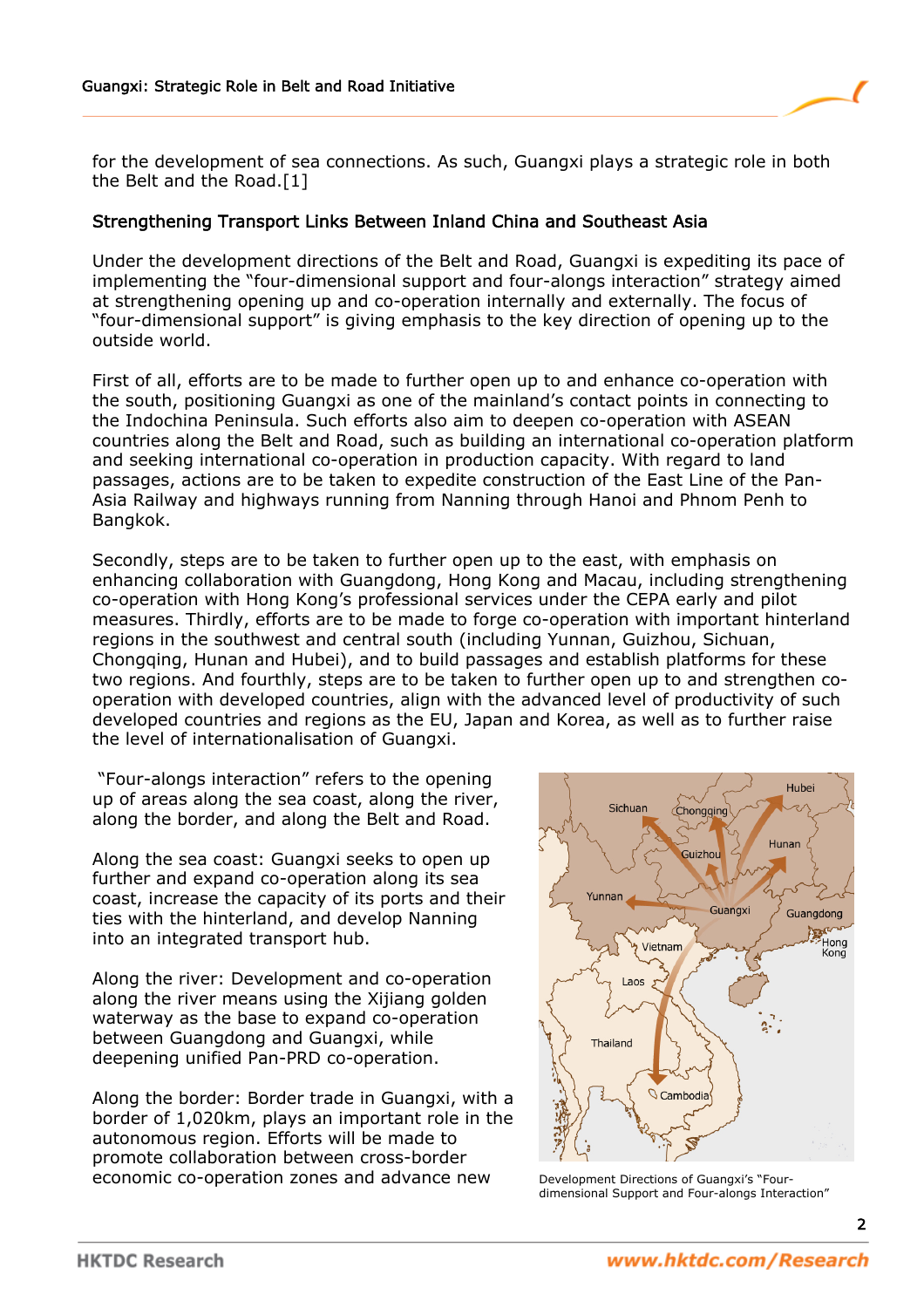for the development of sea connections. As such, Guangxi plays a strategic role in both the Belt and the Road.[1]

## Strengthening Transport Links Between Inland China and Southeast Asia

Under the development directions of the Belt and Road, Guangxi is expediting its pace of implementing the "four-dimensional support and four-alongs interaction" strategy aimed at strengthening opening up and co-operation internally and externally. The focus of "four-dimensional support" is giving emphasis to the key direction of opening up to the outside world.

First of all, efforts are to be made to further open up to and enhance co-operation with the south, positioning Guangxi as one of the mainland's contact points in connecting to the Indochina Peninsula. Such efforts also aim to deepen co-operation with ASEAN countries along the Belt and Road, such as building an international co-operation platform and seeking international co-operation in production capacity. With regard to land passages, actions are to be taken to expedite construction of the East Line of the Pan-Asia Railway and highways running from Nanning through Hanoi and Phnom Penh to Bangkok.

Secondly, steps are to be taken to further open up to the east, with emphasis on enhancing collaboration with Guangdong, Hong Kong and Macau, including strengthening co-operation with Hong Kong's professional services under the CEPA early and pilot measures. Thirdly, efforts are to be made to forge co-operation with important hinterland regions in the southwest and central south (including Yunnan, Guizhou, Sichuan, Chongqing, Hunan and Hubei), and to build passages and establish platforms for these two regions. And fourthly, steps are to be taken to further open up to and strengthen co-operation with developed countries, align with the advanced level of productivity of such developed countries and regions as the EU, Japan and Korea, as well as to further raise the level of internationalisation of Guangxi.

"Four-alongs interaction" refers to the opening up of areas along the sea coast, along the river, along the border, and along the Belt and Road.

Along the sea coast: Guangxi seeks to open up further and expand co-operation along its sea coast, increase the capacity of its ports and their ties with the hinterland, and develop Nanning into an integrated transport hub.

Along the river: Development and co-operation along the river means using the Xijiang golden waterway as the base to expand co-operation between Guangdong and Guangxi, while deepening unified Pan-PRD co-operation.

Along the border: Border trade in Guangxi, with a border of 1,020km, plays an important role in the autonomous region. Efforts will be made to promote collaboration between cross-border economic co-operation zones and advance new

Development Directions of Guangxi's "Four-dimensional Support and Four-alongs Interaction"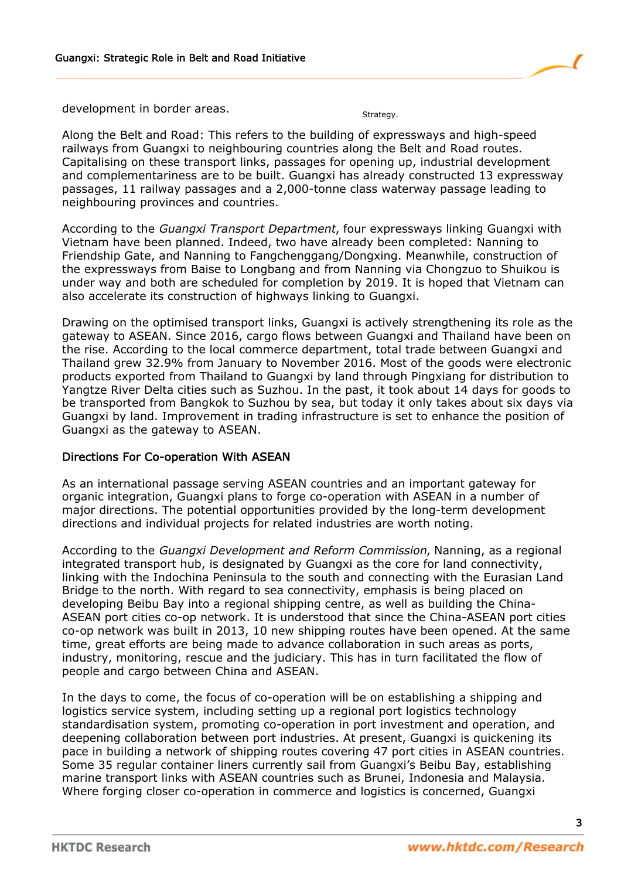development in border areas.

Strategy.

Along the Belt and Road: This refers to the building of expressways and high-speed railways from Guangxi to neighbouring countries along the Belt and Road routes. Capitalising on these transport links, passages for opening up, industrial development and complementariness are to be built. Guangxi has already constructed 13 expressway passages, 11 railway passages and a 2,000-tonne class waterway passage leading to neighbouring provinces and countries.

According to the *Guangxi Transport Department*, four expressways linking Guangxi with Vietnam have been planned. Indeed, two have already been completed: Nanning to Friendship Gate, and Nanning to Fangchenggang/Dongxing. Meanwhile, construction of the expressways from Baise to Longbang and from Nanning via Chongzuo to Shuikou is under way and both are scheduled for completion by 2019. It is hoped that Vietnam can also accelerate its construction of highways linking to Guangxi.

Drawing on the optimised transport links, Guangxi is actively strengthening its role as the gateway to ASEAN. Since 2016, cargo flows between Guangxi and Thailand have been on the rise. According to the local commerce department, total trade between Guangxi and Thailand grew 32.9% from January to November 2016. Most of the goods were electronic products exported from Thailand to Guangxi by land through Pingxiang for distribution to Yangtze River Delta cities such as Suzhou. In the past, it took about 14 days for goods to be transported from Bangkok to Suzhou by sea, but today it only takes about six days via Guangxi by land. Improvement in trading infrastructure is set to enhance the position of Guangxi as the gateway to ASEAN.

## Directions For Co-operation With ASEAN

As an international passage serving ASEAN countries and an important gateway for organic integration, Guangxi plans to forge co-operation with ASEAN in a number of major directions. The potential opportunities provided by the long-term development directions and individual projects for related industries are worth noting.

According to the *Guangxi Development and Reform Commission*, Nanning, as a regional integrated transport hub, is designated by Guangxi as the core for land connectivity, linking with the Indochina Peninsula to the south and connecting with the Eurasian Land Bridge to the north. With regard to sea connectivity, emphasis is being placed on developing Beibu Bay into a regional shipping centre, as well as building the China-ASEAN port cities co-op network. It is understood that since the China-ASEAN port cities co-op network was built in 2013, 10 new shipping routes have been opened. At the same time, great efforts are being made to advance collaboration in such areas as ports, industry, monitoring, rescue and the judiciary. This has in turn facilitated the flow of people and cargo between China and ASEAN.

In the days to come, the focus of co-operation will be on establishing a shipping and logistics service system, including setting up a regional port logistics technology standardisation system, promoting co-operation in port investment and operation, and deepening collaboration between port industries. At present, Guangxi is quickening its pace in building a network of shipping routes covering 47 port cities in ASEAN countries. Some 35 regular container liners currently sail from Guangxi's Beibu Bay, establishing marine transport links with ASEAN countries such as Brunei, Indonesia and Malaysia. Where forging closer co-operation in commerce and logistics is concerned, Guangxi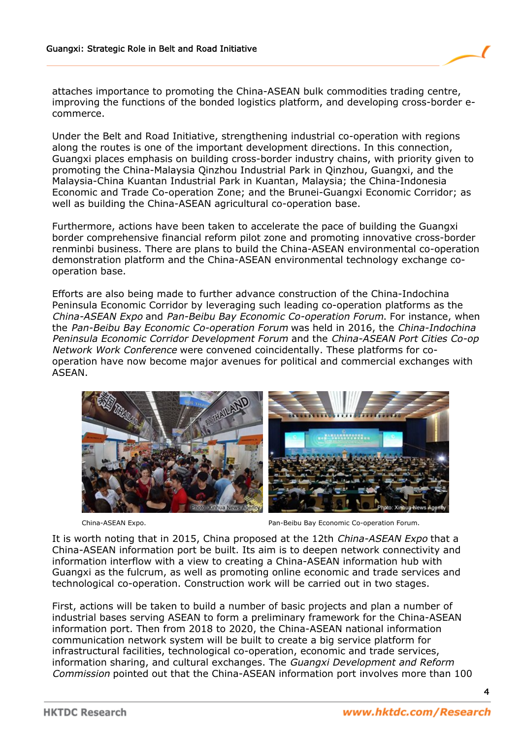attaches importance to promoting the China-ASEAN bulk commodities trading centre, improving the functions of the bonded logistics platform, and developing cross-border e-commerce.

Under the Belt and Road Initiative, strengthening industrial co-operation with regions along the routes is one of the important development directions. In this connection, Guangxi places emphasis on building cross-border industry chains, with priority given to promoting the China-Malaysia Qinzhou Industrial Park in Qinzhou, Guangxi, and the Malaysia-China Kuantan Industrial Park in Kuantan, Malaysia; the China-Indonesia Economic and Trade Co-operation Zone; and the Brunei-Guangxi Economic Corridor; as well as building the China-ASEAN agricultural co-operation base.

Furthermore, actions have been taken to accelerate the pace of building the Guangxi border comprehensive financial reform pilot zone and promoting innovative cross-border renminbi business. There are plans to build the China-ASEAN environmental co-operation demonstration platform and the China-ASEAN environmental technology exchange co-operation base.

Efforts are also being made to further advance construction of the China-Indochina Peninsula Economic Corridor by leveraging such leading co-operation platforms as the *China-ASEAN Expo* and *Pan-Beibu Bay Economic Co-operation Forum*. For instance, when the *Pan-Beibu Bay Economic Co-operation Forum* was held in 2016, the *China-Indochina Peninsula Economic Corridor Development Forum* and the *China-ASEAN Port Cities Co-op Network Work Conference* were convened coincidentally. These platforms for co-operation have now become major avenues for political and commercial exchanges with ASEAN.

China-ASEAN Expo.

Pan-Beibu Bay Economic Co-operation Forum.

It is worth noting that in 2015, China proposed at the 12th *China-ASEAN Expo* that a China-ASEAN information port be built. Its aim is to deepen network connectivity and information interflow with a view to creating a China-ASEAN information hub with Guangxi as the fulcrum, as well as promoting online economic and trade services and technological co-operation. Construction work will be carried out in two stages.

First, actions will be taken to build a number of basic projects and plan a number of industrial bases serving ASEAN to form a preliminary framework for the China-ASEAN information port. Then from 2018 to 2020, the China-ASEAN national information communication network system will be built to create a big service platform for infrastructural facilities, technological co-operation, economic and trade services, information sharing, and cultural exchanges. The *Guangxi Development and Reform Commission* pointed out that the China-ASEAN information port involves more than 100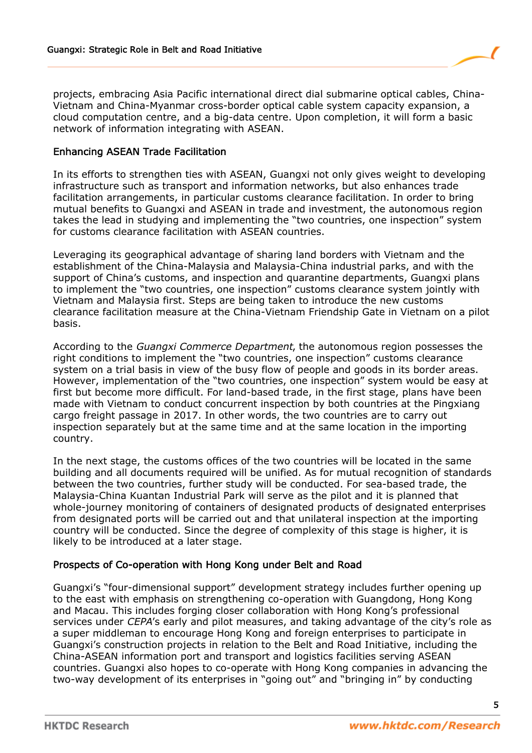projects, embracing Asia Pacific international direct dial submarine optical cables, China-Vietnam and China-Myanmar cross-border optical cable system capacity expansion, a cloud computation centre, and a big-data centre. Upon completion, it will form a basic network of information integrating with ASEAN.

## Enhancing ASEAN Trade Facilitation

In its efforts to strengthen ties with ASEAN, Guangxi not only gives weight to developing infrastructure such as transport and information networks, but also enhances trade facilitation arrangements, in particular customs clearance facilitation. In order to bring mutual benefits to Guangxi and ASEAN in trade and investment, the autonomous region takes the lead in studying and implementing the "two countries, one inspection" system for customs clearance facilitation with ASEAN countries.

Leveraging its geographical advantage of sharing land borders with Vietnam and the establishment of the China-Malaysia and Malaysia-China industrial parks, and with the support of China's customs, and inspection and quarantine departments, Guangxi plans to implement the "two countries, one inspection" customs clearance system jointly with Vietnam and Malaysia first. Steps are being taken to introduce the new customs clearance facilitation measure at the China-Vietnam Friendship Gate in Vietnam on a pilot basis.

According to the *Guangxi Commerce Department*, the autonomous region possesses the right conditions to implement the "two countries, one inspection" customs clearance system on a trial basis in view of the busy flow of people and goods in its border areas. However, implementation of the "two countries, one inspection" system would be easy at first but become more difficult. For land-based trade, in the first stage, plans have been made with Vietnam to conduct concurrent inspection by both countries at the Pingxiang cargo freight passage in 2017. In other words, the two countries are to carry out inspection separately but at the same time and at the same location in the importing country.

In the next stage, the customs offices of the two countries will be located in the same building and all documents required will be unified. As for mutual recognition of standards between the two countries, further study will be conducted. For sea-based trade, the Malaysia-China Kuantan Industrial Park will serve as the pilot and it is planned that whole-journey monitoring of containers of designated products of designated enterprises from designated ports will be carried out and that unilateral inspection at the importing country will be conducted. Since the degree of complexity of this stage is higher, it is likely to be introduced at a later stage.

## Prospects of Co-operation with Hong Kong under Belt and Road

Guangxi's "four-dimensional support" development strategy includes further opening up to the east with emphasis on strengthening co-operation with Guangdong, Hong Kong and Macau. This includes forging closer collaboration with Hong Kong's professional services under *CEPA*'s early and pilot measures, and taking advantage of the city's role as a super middleman to encourage Hong Kong and foreign enterprises to participate in Guangxi's construction projects in relation to the Belt and Road Initiative, including the China-ASEAN information port and transport and logistics facilities serving ASEAN countries. Guangxi also hopes to co-operate with Hong Kong companies in advancing the two-way development of its enterprises in "going out" and "bringing in" by conducting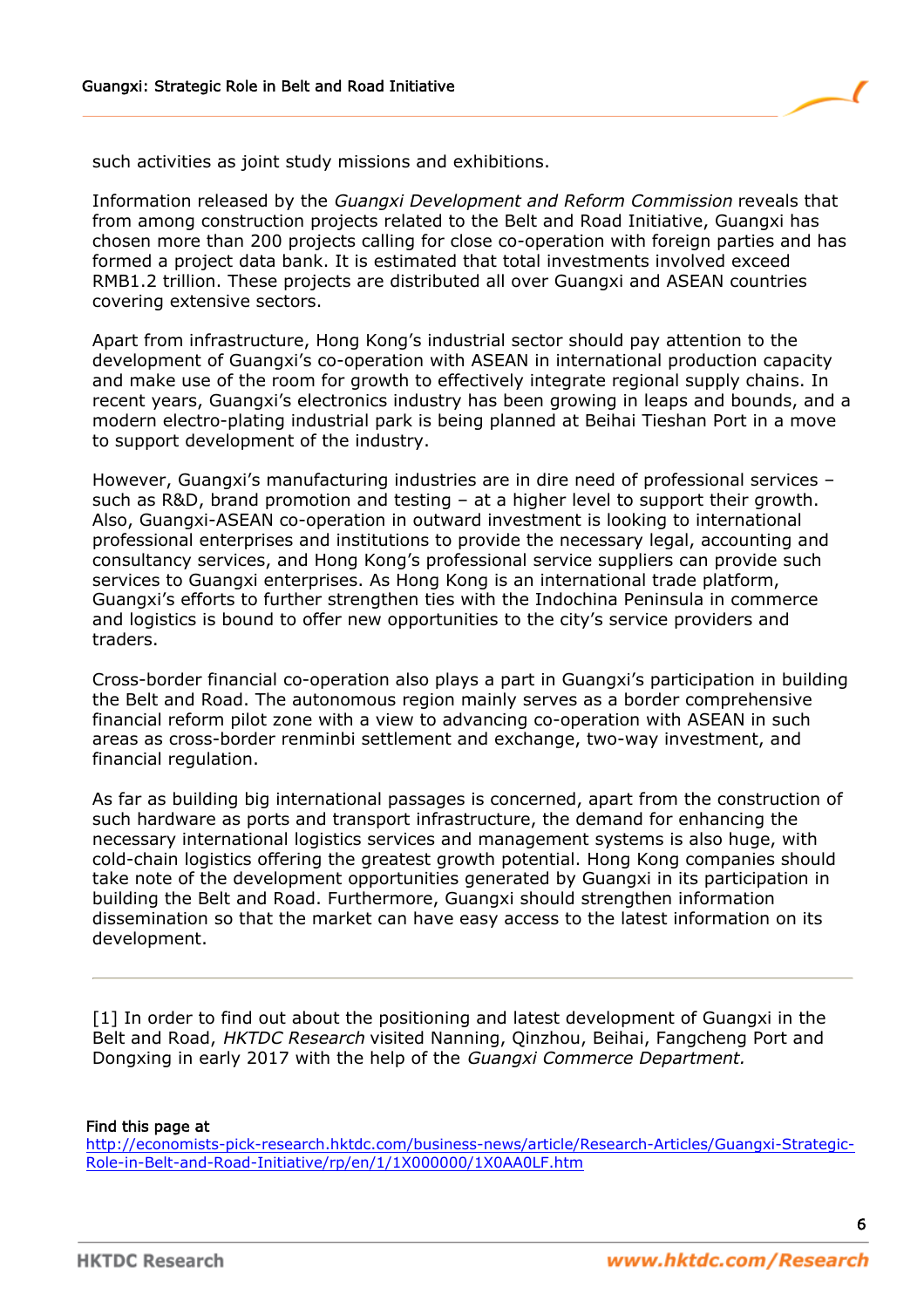such activities as joint study missions and exhibitions.

Information released by the *Guangxi Development and Reform Commission* reveals that from among construction projects related to the Belt and Road Initiative, Guangxi has chosen more than 200 projects calling for close co-operation with foreign parties and has formed a project data bank. It is estimated that total investments involved exceed RMB1.2 trillion. These projects are distributed all over Guangxi and ASEAN countries covering extensive sectors.

Apart from infrastructure, Hong Kong's industrial sector should pay attention to the development of Guangxi's co-operation with ASEAN in international production capacity and make use of the room for growth to effectively integrate regional supply chains. In recent years, Guangxi's electronics industry has been growing in leaps and bounds, and a modern electro-plating industrial park is being planned at Beihai Tieshan Port in a move to support development of the industry.

However, Guangxi's manufacturing industries are in dire need of professional services – such as R&D, brand promotion and testing – at a higher level to support their growth. Also, Guangxi-ASEAN co-operation in outward investment is looking to international professional enterprises and institutions to provide the necessary legal, accounting and consultancy services, and Hong Kong's professional service suppliers can provide such services to Guangxi enterprises. As Hong Kong is an international trade platform, Guangxi's efforts to further strengthen ties with the Indochina Peninsula in commerce and logistics is bound to offer new opportunities to the city's service providers and traders.

Cross-border financial co-operation also plays a part in Guangxi's participation in building the Belt and Road. The autonomous region mainly serves as a border comprehensive financial reform pilot zone with a view to advancing co-operation with ASEAN in such areas as cross-border renminbi settlement and exchange, two-way investment, and financial regulation.

As far as building big international passages is concerned, apart from the construction of such hardware as ports and transport infrastructure, the demand for enhancing the necessary international logistics services and management systems is also huge, with cold-chain logistics offering the greatest growth potential. Hong Kong companies should take note of the development opportunities generated by Guangxi in its participation in building the Belt and Road. Furthermore, Guangxi should strengthen information dissemination so that the market can have easy access to the latest information on its development.

---

[1] In order to find out about the positioning and latest development of Guangxi in the Belt and Road, *HKTDC Research* visited Nanning, Qinzhou, Beihai, Fangcheng Port and Dongxing in early 2017 with the help of the *Guangxi Commerce Department.*

Find this page at
http://economists-pick-research.hktdc.com/business-news/article/Research-Articles/Guangxi-Strategic-Role-in-Belt-and-Road-Initiative/rp/en/1/1X000000/1X0AA0LF.htm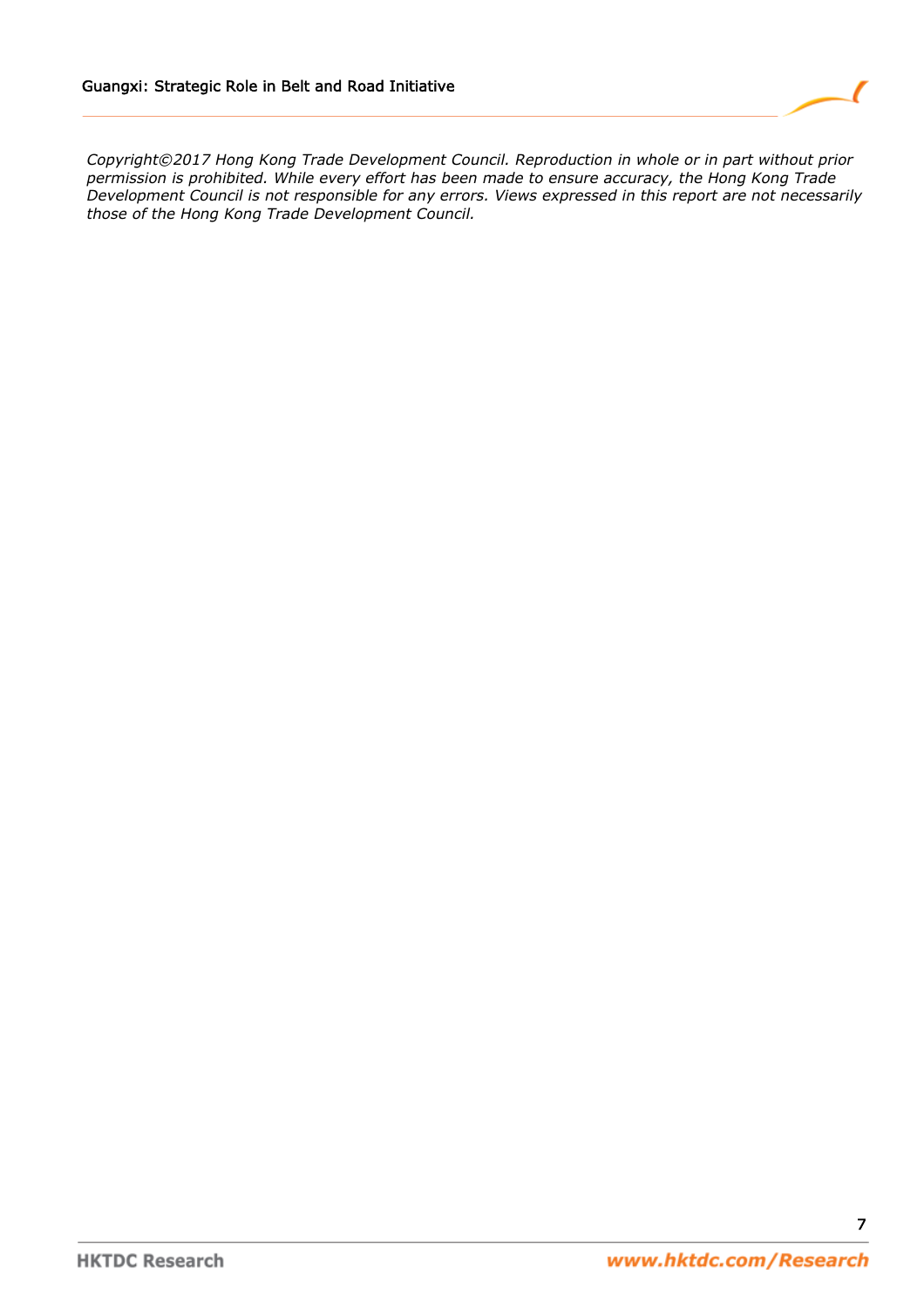*Copyright©2017 Hong Kong Trade Development Council. Reproduction in whole or in part without prior permission is prohibited. While every effort has been made to ensure accuracy, the Hong Kong Trade Development Council is not responsible for any errors. Views expressed in this report are not necessarily those of the Hong Kong Trade Development Council.*